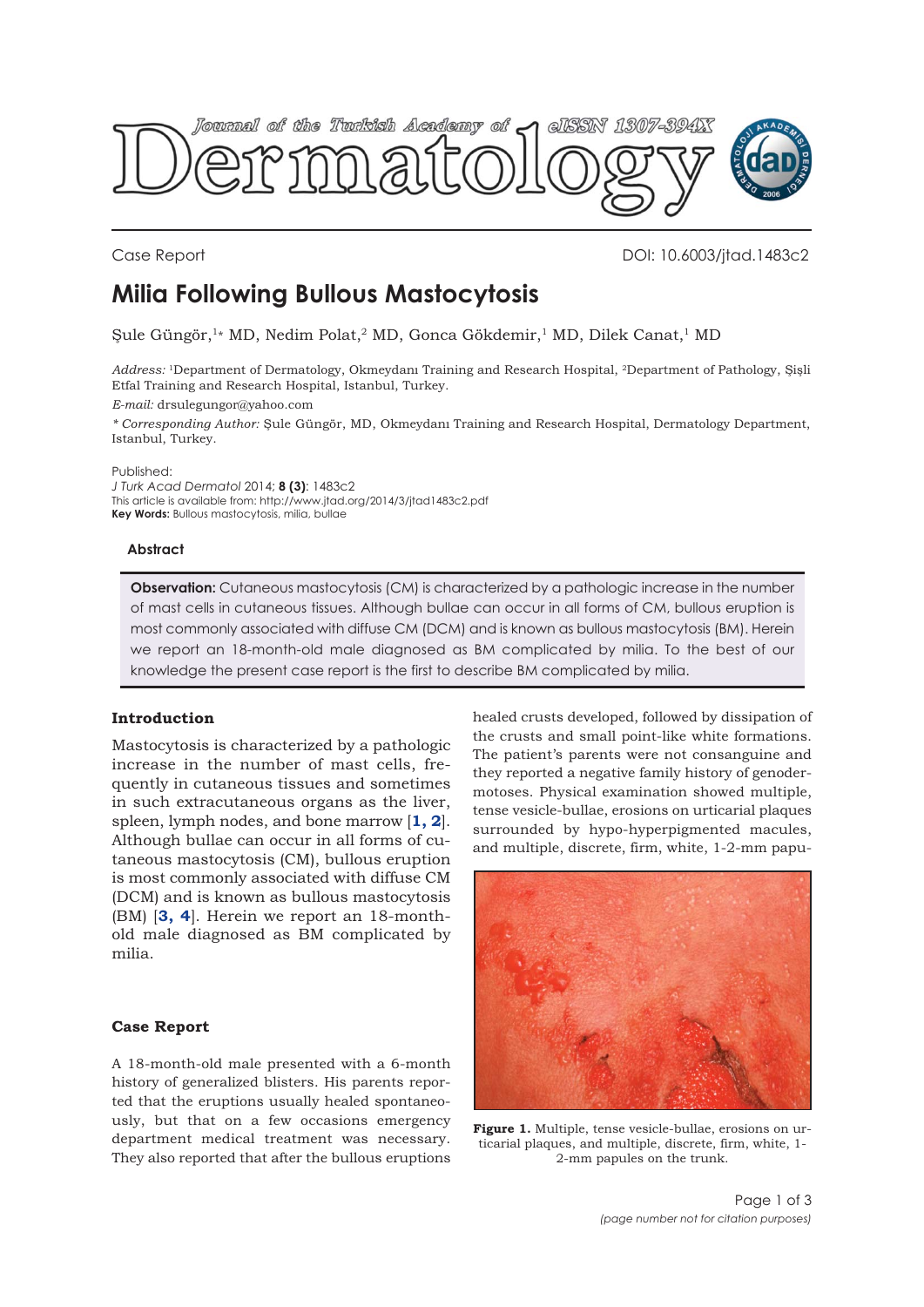Case Report

DOI: 10.6003/jtad.1483c2

# Milia Following Bullous Mastocytosis

Şule Güngör,[1]* MD, Nedim Polat,[2] MD, Gonca Gökdemir,[1] MD, Dilek Canat,[1] MD

*Address:* [1]Department of Dermatology, Okmeydanı Training and Research Hospital, [2]Department of Pathology, Şişli Etfal Training and Research Hospital, Istanbul, Turkey.

*E-mail:* drsulegungor@yahoo.com

*\* Corresponding Author:* Şule Güngör, MD, Okmeydanı Training and Research Hospital, Dermatology Department, Istanbul, Turkey.

Published:
*J Turk Acad Dermatol* 2014; **8 (3)**: 1483c2
This article is available from: http://www.jtad.org/2014/3/jtad1483c2.pdf
**Key Words:** Bullous mastocytosis, milia, bullae

### Abstract

**Observation:** Cutaneous mastocytosis (CM) is characterized by a pathologic increase in the number of mast cells in cutaneous tissues. Although bullae can occur in all forms of CM, bullous eruption is most commonly associated with diffuse CM (DCM) and is known as bullous mastocytosis (BM). Herein we report an 18-month-old male diagnosed as BM complicated by milia. To the best of our knowledge the present case report is the first to describe BM complicated by milia.

## Introduction

Mastocytosis is characterized by a pathologic increase in the number of mast cells, frequently in cutaneous tissues and sometimes in such extracutaneous organs as the liver, spleen, lymph nodes, and bone marrow [1, 2]. Although bullae can occur in all forms of cutaneous mastocytosis (CM), bullous eruption is most commonly associated with diffuse CM (DCM) and is known as bullous mastocytosis (BM) [3, 4]. Herein we report an 18-month-old male diagnosed as BM complicated by milia.

## Case Report

A 18-month-old male presented with a 6-month history of generalized blisters. His parents reported that the eruptions usually healed spontaneously, but that on a few occasions emergency department medical treatment was necessary. They also reported that after the bullous eruptions healed crusts developed, followed by dissipation of the crusts and small point-like white formations. The patient's parents were not consanguine and they reported a negative family history of genodermotoses. Physical examination showed multiple, tense vesicle-bullae, erosions on urticarial plaques surrounded by hypo-hyperpigmented macules, and multiple, discrete, firm, white, 1-2-mm papu-

**Figure 1.** Multiple, tense vesicle-bullae, erosions on urticarial plaques, and multiple, discrete, firm, white, 1-2-mm papules on the trunk.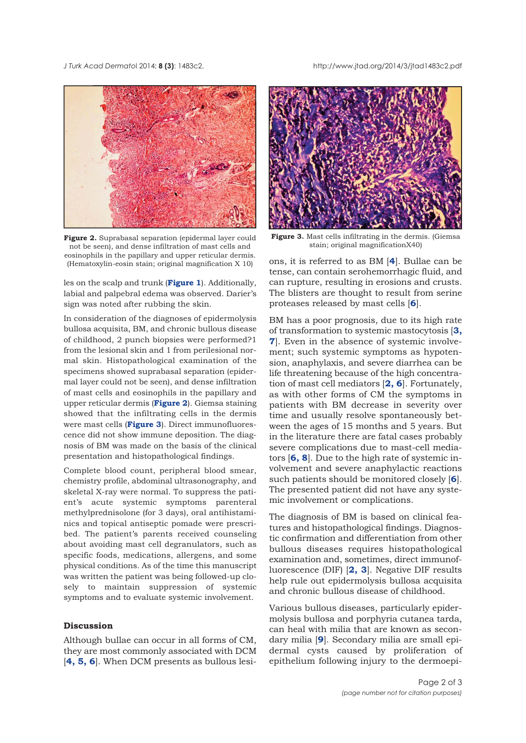Figure 2. Suprabasal separation (epidermal layer could not be seen), and dense infiltration of mast cells and eosinophils in the papillary and upper reticular dermis. (Hematoxylin-eosin stain; original magnification X 10)

Figure 3. Mast cells infiltrating in the dermis. (Giemsa stain; original magnificationX40)

les on the scalp and trunk (**Figure 1**). Additionally, labial and palpebral edema was observed. Darier's sign was noted after rubbing the skin.

In consideration of the diagnoses of epidermolysis bullosa acquisita, BM, and chronic bullous disease of childhood, 2 punch biopsies were performed?1 from the lesional skin and 1 from perilesional normal skin. Histopathological examination of the specimens showed suprabasal separation (epidermal layer could not be seen), and dense infiltration of mast cells and eosinophils in the papillary and upper reticular dermis (**Figure 2**). Giemsa staining showed that the infiltrating cells in the dermis were mast cells (**Figure 3**). Direct immunofluorescence did not show immune deposition. The diagnosis of BM was made on the basis of the clinical presentation and histopathological findings.

Complete blood count, peripheral blood smear, chemistry profile, abdominal ultrasonography, and skeletal X-ray were normal. To suppress the patient's acute systemic symptoms parenteral methylprednisolone (for 3 days), oral antihistaminics and topical antiseptic pomade were prescribed. The patient's parents received counseling about avoiding mast cell degranulators, such as specific foods, medications, allergens, and some physical conditions. As of the time this manuscript was written the patient was being followed-up closely to maintain suppression of systemic symptoms and to evaluate systemic involvement.

## Discussion

Although bullae can occur in all forms of CM, they are most commonly associated with DCM [**4, 5, 6**]. When DCM presents as bullous lesions, it is referred to as BM [**4**]. Bullae can be tense, can contain serohemorrhagic fluid, and can rupture, resulting in erosions and crusts. The blisters are thought to result from serine proteases released by mast cells [**6**].

BM has a poor prognosis, due to its high rate of transformation to systemic mastocytosis [**3, 7**]. Even in the absence of systemic involvement; such systemic symptoms as hypotension, anaphylaxis, and severe diarrhea can be life threatening because of the high concentration of mast cell mediators [**2, 6**]. Fortunately, as with other forms of CM the symptoms in patients with BM decrease in severity over time and usually resolve spontaneously between the ages of 15 months and 5 years. But in the literature there are fatal cases probably severe complications due to mast-cell mediators [**6, 8**]. Due to the high rate of systemic involvement and severe anaphylactic reactions such patients should be monitored closely [**6**]. The presented patient did not have any systemic involvement or complications.

The diagnosis of BM is based on clinical features and histopathological findings. Diagnostic confirmation and differentiation from other bullous diseases requires histopathological examination and, sometimes, direct immunofluorescence (DIF) [**2, 3**]. Negative DIF results help rule out epidermolysis bullosa acquisita and chronic bullous disease of childhood.

Various bullous diseases, particularly epidermolysis bullosa and porphyria cutanea tarda, can heal with milia that are known as secondary milia [**9**]. Secondary milia are small epidermal cysts caused by proliferation of epithelium following injury to the dermoepi-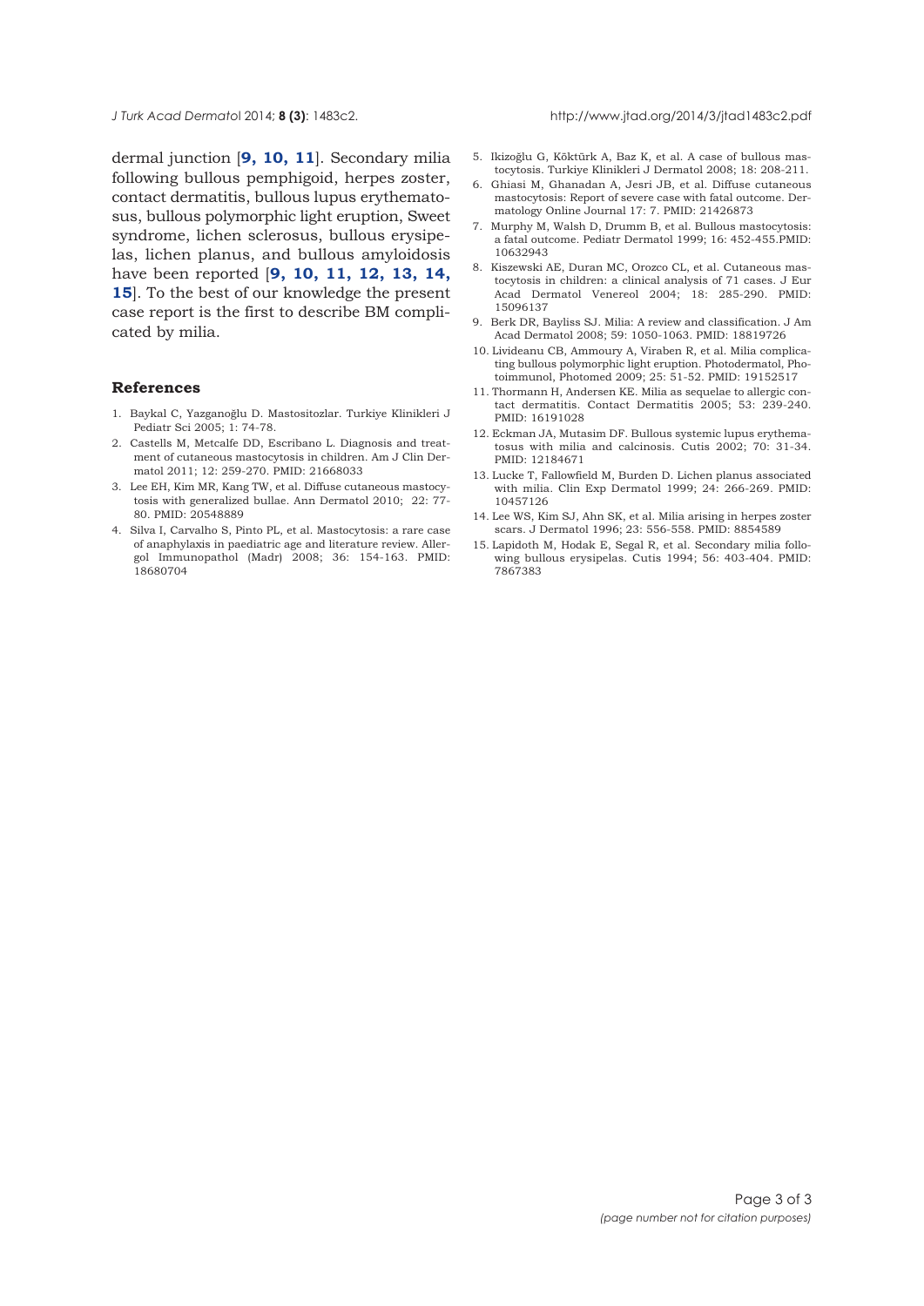dermal junction [**9, 10, 11**]. Secondary milia following bullous pemphigoid, herpes zoster, contact dermatitis, bullous lupus erythematosus, bullous polymorphic light eruption, Sweet syndrome, lichen sclerosus, bullous erysipelas, lichen planus, and bullous amyloidosis have been reported [**9, 10, 11, 12, 13, 14, 15**]. To the best of our knowledge the present case report is the first to describe BM complicated by milia.

## References

1. Baykal C, Yazganoğlu D. Mastositozlar. Turkiye Klinikleri J Pediatr Sci 2005; 1: 74-78.
2. Castells M, Metcalfe DD, Escribano L. Diagnosis and treatment of cutaneous mastocytosis in children. Am J Clin Dermatol 2011; 12: 259-270. PMID: 21668033
3. Lee EH, Kim MR, Kang TW, et al. Diffuse cutaneous mastocytosis with generalized bullae. Ann Dermatol 2010; 22: 77-80. PMID: 20548889
4. Silva I, Carvalho S, Pinto PL, et al. Mastocytosis: a rare case of anaphylaxis in paediatric age and literature review. Allergol Immunopathol (Madr) 2008; 36: 154-163. PMID: 18680704
5. Ikizoğlu G, Köktürk A, Baz K, et al. A case of bullous mastocytosis. Turkiye Klinikleri J Dermatol 2008; 18: 208-211.
6. Ghiasi M, Ghanadan A, Jesri JB, et al. Diffuse cutaneous mastocytosis: Report of severe case with fatal outcome. Dermatology Online Journal 17: 7. PMID: 21426873
7. Murphy M, Walsh D, Drumm B, et al. Bullous mastocytosis: a fatal outcome. Pediatr Dermatol 1999; 16: 452-455.PMID: 10632943
8. Kiszewski AE, Duran MC, Orozco CL, et al. Cutaneous mastocytosis in children: a clinical analysis of 71 cases. J Eur Acad Dermatol Venereol 2004; 18: 285-290. PMID: 15096137
9. Berk DR, Bayliss SJ. Milia: A review and classification. J Am Acad Dermatol 2008; 59: 1050-1063. PMID: 18819726
10. Livideanu CB, Ammoury A, Viraben R, et al. Milia complicating bullous polymorphic light eruption. Photodermatol, Photoimmunol, Photomed 2009; 25: 51-52. PMID: 19152517
11. Thormann H, Andersen KE. Milia as sequelae to allergic contact dermatitis. Contact Dermatitis 2005; 53: 239-240. PMID: 16191028
12. Eckman JA, Mutasim DF. Bullous systemic lupus erythematosus with milia and calcinosis. Cutis 2002; 70: 31-34. PMID: 12184671
13. Lucke T, Fallowfield M, Burden D. Lichen planus associated with milia. Clin Exp Dermatol 1999; 24: 266-269. PMID: 10457126
14. Lee WS, Kim SJ, Ahn SK, et al. Milia arising in herpes zoster scars. J Dermatol 1996; 23: 556-558. PMID: 8854589
15. Lapidoth M, Hodak E, Segal R, et al. Secondary milia following bullous erysipelas. Cutis 1994; 56: 403-404. PMID: 7867383